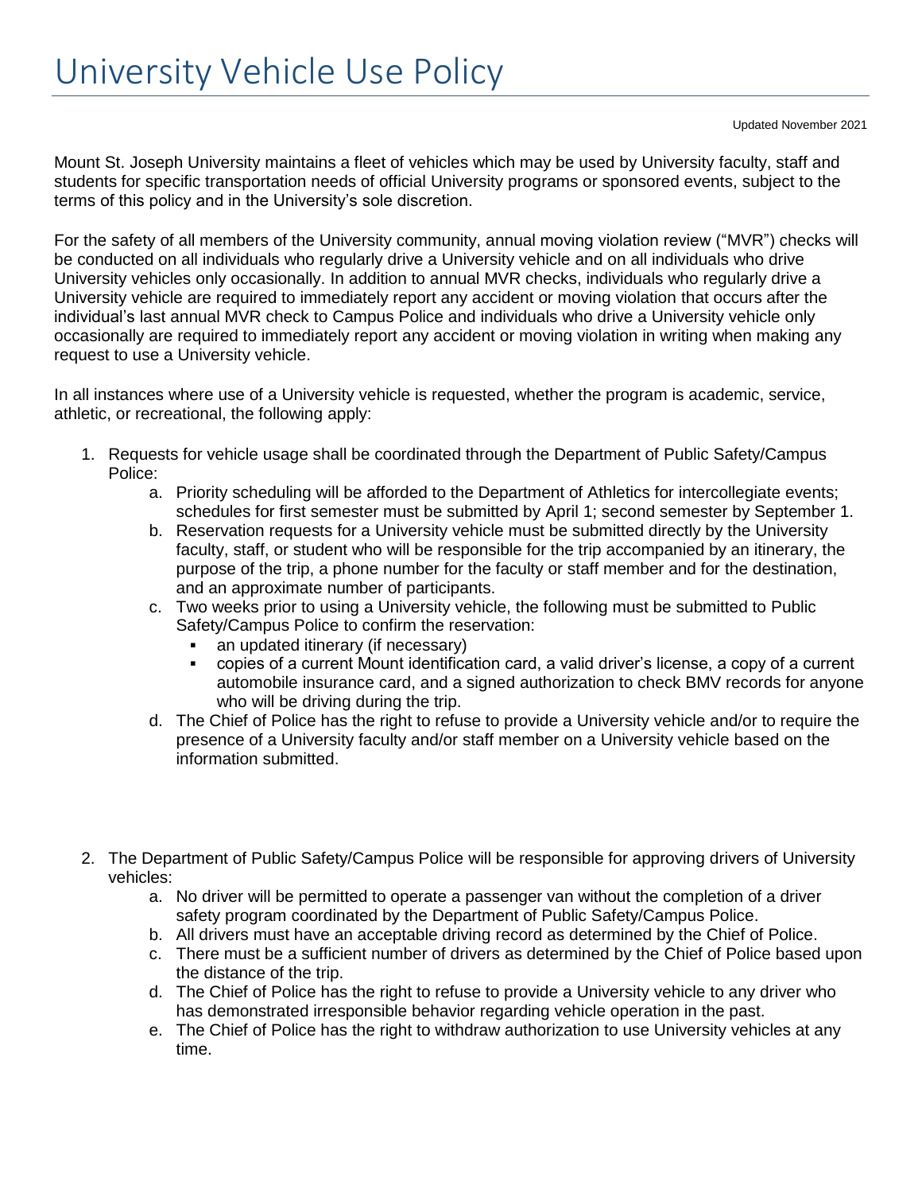# University Vehicle Use Policy

Updated November 2021

Mount St. Joseph University maintains a fleet of vehicles which may be used by University faculty, staff and students for specific transportation needs of official University programs or sponsored events, subject to the terms of this policy and in the University's sole discretion.

For the safety of all members of the University community, annual moving violation review ("MVR") checks will be conducted on all individuals who regularly drive a University vehicle and on all individuals who drive University vehicles only occasionally. In addition to annual MVR checks, individuals who regularly drive a University vehicle are required to immediately report any accident or moving violation that occurs after the individual's last annual MVR check to Campus Police and individuals who drive a University vehicle only occasionally are required to immediately report any accident or moving violation in writing when making any request to use a University vehicle.

In all instances where use of a University vehicle is requested, whether the program is academic, service, athletic, or recreational, the following apply:

1. Requests for vehicle usage shall be coordinated through the Department of Public Safety/Campus Police:
    a. Priority scheduling will be afforded to the Department of Athletics for intercollegiate events; schedules for first semester must be submitted by April 1; second semester by September 1.
    b. Reservation requests for a University vehicle must be submitted directly by the University faculty, staff, or student who will be responsible for the trip accompanied by an itinerary, the purpose of the trip, a phone number for the faculty or staff member and for the destination, and an approximate number of participants.
    c. Two weeks prior to using a University vehicle, the following must be submitted to Public Safety/Campus Police to confirm the reservation:
        - an updated itinerary (if necessary)
        - copies of a current Mount identification card, a valid driver's license, a copy of a current automobile insurance card, and a signed authorization to check BMV records for anyone who will be driving during the trip.
    d. The Chief of Police has the right to refuse to provide a University vehicle and/or to require the presence of a University faculty and/or staff member on a University vehicle based on the information submitted.

2. The Department of Public Safety/Campus Police will be responsible for approving drivers of University vehicles:
    a. No driver will be permitted to operate a passenger van without the completion of a driver safety program coordinated by the Department of Public Safety/Campus Police.
    b. All drivers must have an acceptable driving record as determined by the Chief of Police.
    c. There must be a sufficient number of drivers as determined by the Chief of Police based upon the distance of the trip.
    d. The Chief of Police has the right to refuse to provide a University vehicle to any driver who has demonstrated irresponsible behavior regarding vehicle operation in the past.
    e. The Chief of Police has the right to withdraw authorization to use University vehicles at any time.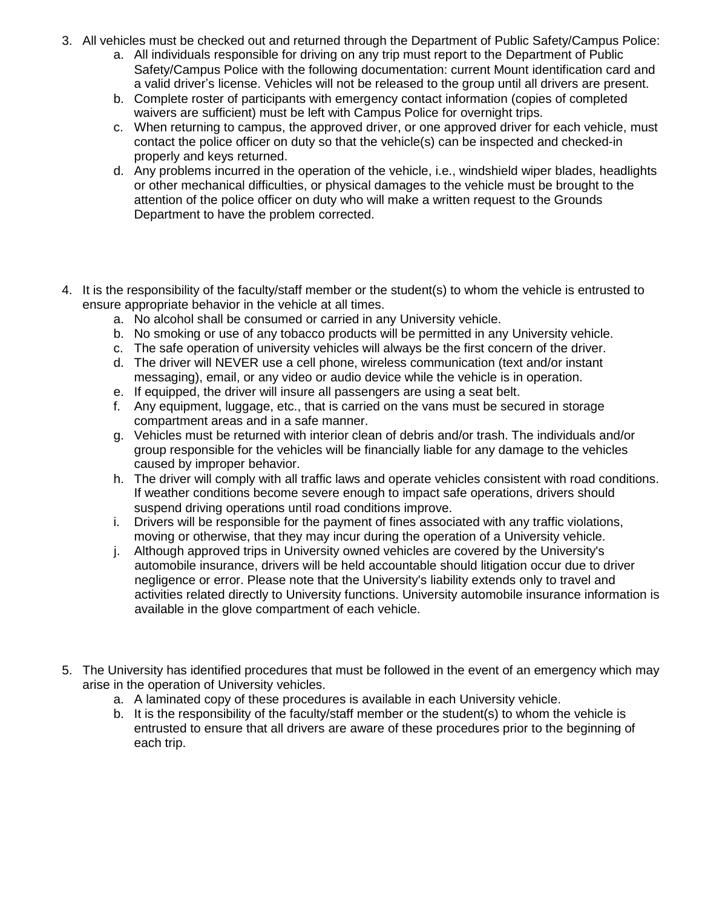3. All vehicles must be checked out and returned through the Department of Public Safety/Campus Police:
    a. All individuals responsible for driving on any trip must report to the Department of Public Safety/Campus Police with the following documentation: current Mount identification card and a valid driver's license. Vehicles will not be released to the group until all drivers are present.
    b. Complete roster of participants with emergency contact information (copies of completed waivers are sufficient) must be left with Campus Police for overnight trips.
    c. When returning to campus, the approved driver, or one approved driver for each vehicle, must contact the police officer on duty so that the vehicle(s) can be inspected and checked-in properly and keys returned.
    d. Any problems incurred in the operation of the vehicle, i.e., windshield wiper blades, headlights or other mechanical difficulties, or physical damages to the vehicle must be brought to the attention of the police officer on duty who will make a written request to the Grounds Department to have the problem corrected.

4. It is the responsibility of the faculty/staff member or the student(s) to whom the vehicle is entrusted to ensure appropriate behavior in the vehicle at all times.
    a. No alcohol shall be consumed or carried in any University vehicle.
    b. No smoking or use of any tobacco products will be permitted in any University vehicle.
    c. The safe operation of university vehicles will always be the first concern of the driver.
    d. The driver will NEVER use a cell phone, wireless communication (text and/or instant messaging), email, or any video or audio device while the vehicle is in operation.
    e. If equipped, the driver will insure all passengers are using a seat belt.
    f. Any equipment, luggage, etc., that is carried on the vans must be secured in storage compartment areas and in a safe manner.
    g. Vehicles must be returned with interior clean of debris and/or trash. The individuals and/or group responsible for the vehicles will be financially liable for any damage to the vehicles caused by improper behavior.
    h. The driver will comply with all traffic laws and operate vehicles consistent with road conditions. If weather conditions become severe enough to impact safe operations, drivers should suspend driving operations until road conditions improve.
    i. Drivers will be responsible for the payment of fines associated with any traffic violations, moving or otherwise, that they may incur during the operation of a University vehicle.
    j. Although approved trips in University owned vehicles are covered by the University's automobile insurance, drivers will be held accountable should litigation occur due to driver negligence or error. Please note that the University's liability extends only to travel and activities related directly to University functions. University automobile insurance information is available in the glove compartment of each vehicle.

5. The University has identified procedures that must be followed in the event of an emergency which may arise in the operation of University vehicles.
    a. A laminated copy of these procedures is available in each University vehicle.
    b. It is the responsibility of the faculty/staff member or the student(s) to whom the vehicle is entrusted to ensure that all drivers are aware of these procedures prior to the beginning of each trip.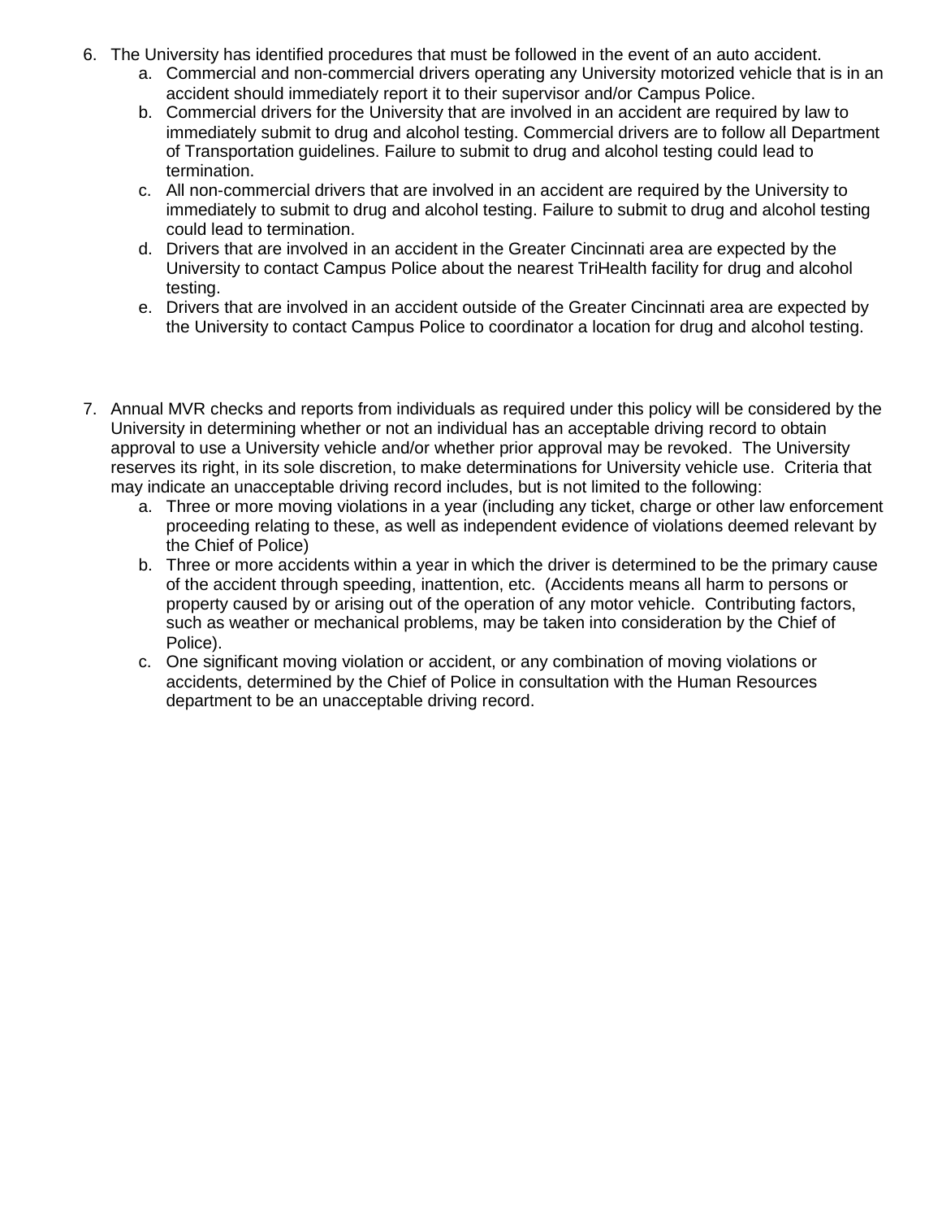6. The University has identified procedures that must be followed in the event of an auto accident.
    a. Commercial and non-commercial drivers operating any University motorized vehicle that is in an accident should immediately report it to their supervisor and/or Campus Police.
    b. Commercial drivers for the University that are involved in an accident are required by law to immediately submit to drug and alcohol testing. Commercial drivers are to follow all Department of Transportation guidelines. Failure to submit to drug and alcohol testing could lead to termination.
    c. All non-commercial drivers that are involved in an accident are required by the University to immediately to submit to drug and alcohol testing. Failure to submit to drug and alcohol testing could lead to termination.
    d. Drivers that are involved in an accident in the Greater Cincinnati area are expected by the University to contact Campus Police about the nearest TriHealth facility for drug and alcohol testing.
    e. Drivers that are involved in an accident outside of the Greater Cincinnati area are expected by the University to contact Campus Police to coordinator a location for drug and alcohol testing.

7. Annual MVR checks and reports from individuals as required under this policy will be considered by the University in determining whether or not an individual has an acceptable driving record to obtain approval to use a University vehicle and/or whether prior approval may be revoked. The University reserves its right, in its sole discretion, to make determinations for University vehicle use. Criteria that may indicate an unacceptable driving record includes, but is not limited to the following:
    a. Three or more moving violations in a year (including any ticket, charge or other law enforcement proceeding relating to these, as well as independent evidence of violations deemed relevant by the Chief of Police)
    b. Three or more accidents within a year in which the driver is determined to be the primary cause of the accident through speeding, inattention, etc. (Accidents means all harm to persons or property caused by or arising out of the operation of any motor vehicle. Contributing factors, such as weather or mechanical problems, may be taken into consideration by the Chief of Police).
    c. One significant moving violation or accident, or any combination of moving violations or accidents, determined by the Chief of Police in consultation with the Human Resources department to be an unacceptable driving record.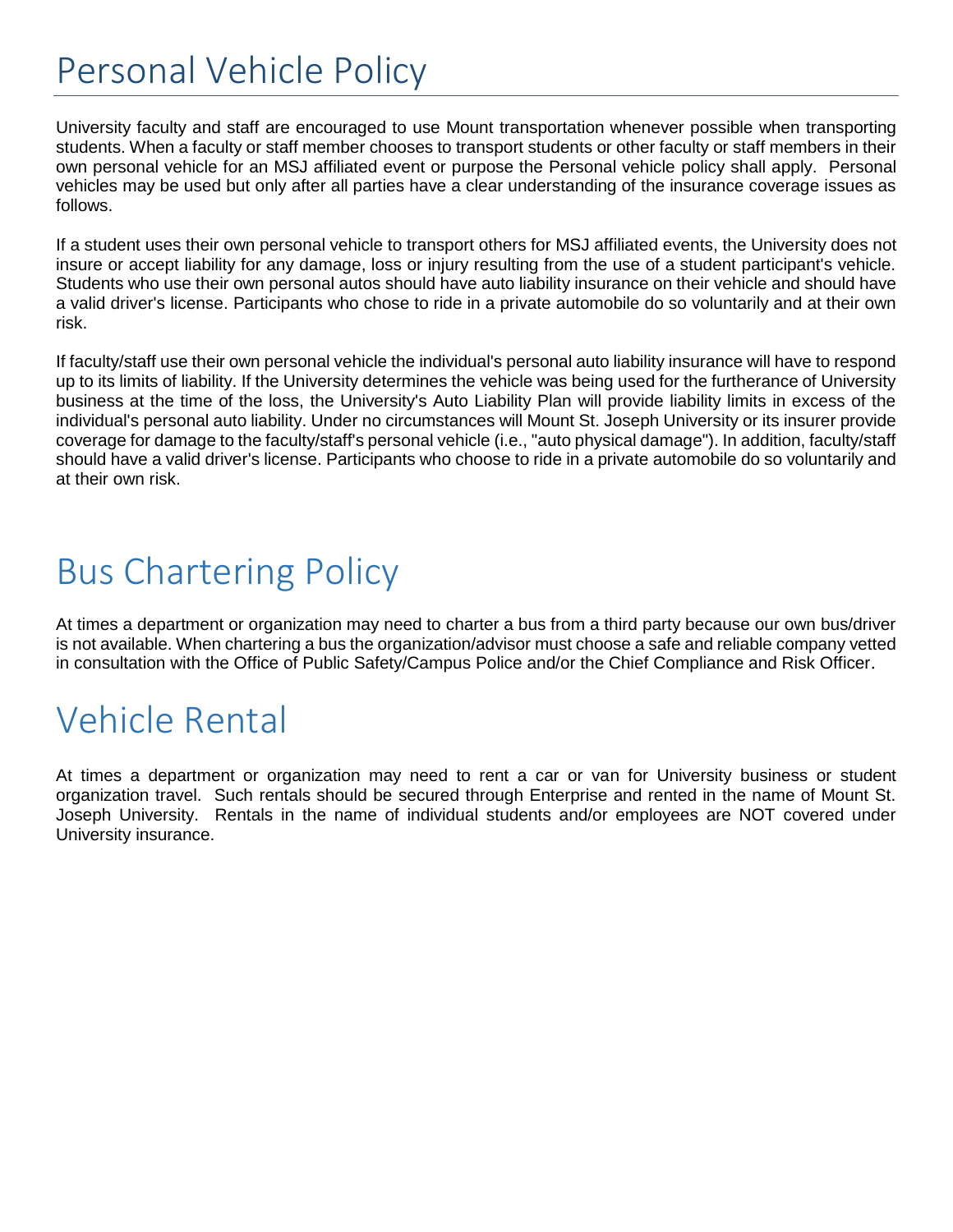# Personal Vehicle Policy

University faculty and staff are encouraged to use Mount transportation whenever possible when transporting students. When a faculty or staff member chooses to transport students or other faculty or staff members in their own personal vehicle for an MSJ affiliated event or purpose the Personal vehicle policy shall apply. Personal vehicles may be used but only after all parties have a clear understanding of the insurance coverage issues as follows.

If a student uses their own personal vehicle to transport others for MSJ affiliated events, the University does not insure or accept liability for any damage, loss or injury resulting from the use of a student participant's vehicle. Students who use their own personal autos should have auto liability insurance on their vehicle and should have a valid driver's license. Participants who chose to ride in a private automobile do so voluntarily and at their own risk.

If faculty/staff use their own personal vehicle the individual's personal auto liability insurance will have to respond up to its limits of liability. If the University determines the vehicle was being used for the furtherance of University business at the time of the loss, the University's Auto Liability Plan will provide liability limits in excess of the individual's personal auto liability. Under no circumstances will Mount St. Joseph University or its insurer provide coverage for damage to the faculty/staff's personal vehicle (i.e., "auto physical damage"). In addition, faculty/staff should have a valid driver's license. Participants who choose to ride in a private automobile do so voluntarily and at their own risk.

# Bus Chartering Policy

At times a department or organization may need to charter a bus from a third party because our own bus/driver is not available. When chartering a bus the organization/advisor must choose a safe and reliable company vetted in consultation with the Office of Public Safety/Campus Police and/or the Chief Compliance and Risk Officer.

# Vehicle Rental

At times a department or organization may need to rent a car or van for University business or student organization travel. Such rentals should be secured through Enterprise and rented in the name of Mount St. Joseph University. Rentals in the name of individual students and/or employees are NOT covered under University insurance.